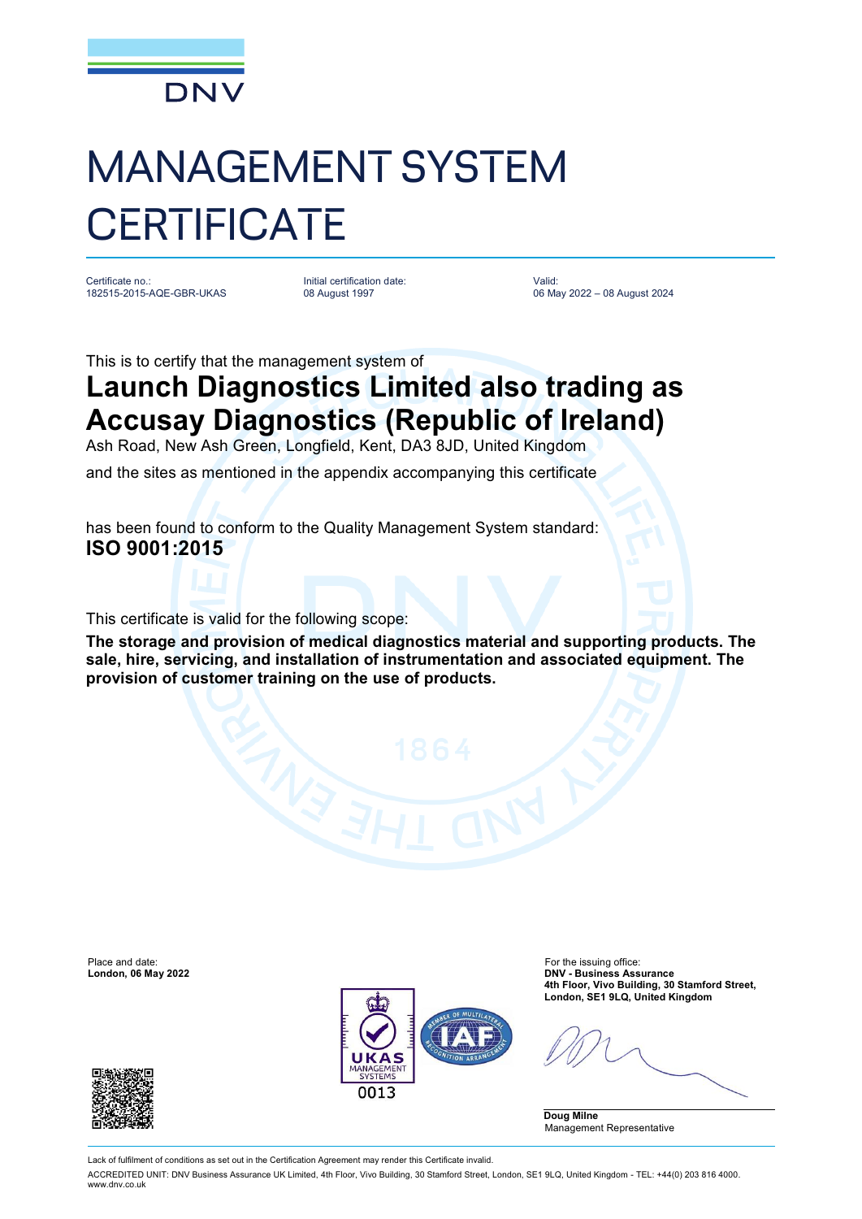DNV

# MANAGEMENT SYSTEM CERTIFICATE

Certificate no.:
182515-2015-AQE-GBR-UKAS

Initial certification date:
08 August 1997

Valid:
06 May 2022 – 08 August 2024

This is to certify that the management system of

## Launch Diagnostics Limited also trading as Accusay Diagnostics (Republic of Ireland)

Ash Road, New Ash Green, Longfield, Kent, DA3 8JD, United Kingdom

and the sites as mentioned in the appendix accompanying this certificate

has been found to conform to the Quality Management System standard:

**ISO 9001:2015**

This certificate is valid for the following scope:

**The storage and provision of medical diagnostics material and supporting products. The sale, hire, servicing, and installation of instrumentation and associated equipment. The provision of customer training on the use of products.**

Place and date:
**London, 06 May 2022**

For the issuing office:
**DNV - Business Assurance**
**4th Floor, Vivo Building, 30 Stamford Street, London, SE1 9LQ, United Kingdom**

UKAS MANAGEMENT SYSTEMS 0013

**Doug Milne**
Management Representative

Lack of fulfilment of conditions as set out in the Certification Agreement may render this Certificate invalid.

ACCREDITED UNIT: DNV Business Assurance UK Limited, 4th Floor, Vivo Building, 30 Stamford Street, London, SE1 9LQ, United Kingdom - TEL: +44(0) 203 816 4000. www.dnv.co.uk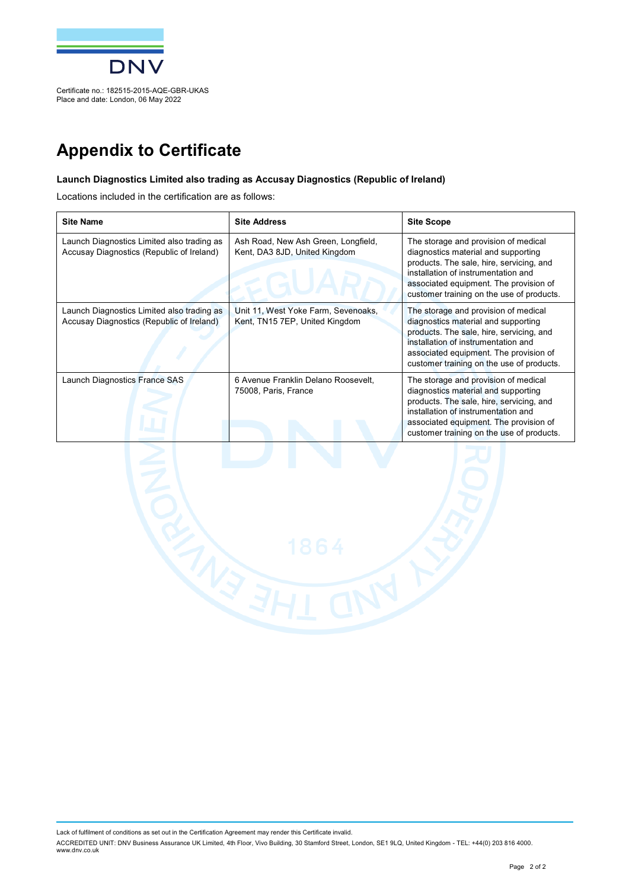Certificate no.: 182515-2015-AQE-GBR-UKAS
Place and date: London, 06 May 2022

# Appendix to Certificate

**Launch Diagnostics Limited also trading as Accusay Diagnostics (Republic of Ireland)**

Locations included in the certification are as follows:

| Site Name | Site Address | Site Scope |
|---|---|---|
| Launch Diagnostics Limited also trading as Accusay Diagnostics (Republic of Ireland) | Ash Road, New Ash Green, Longfield, Kent, DA3 8JD, United Kingdom | The storage and provision of medical diagnostics material and supporting products. The sale, hire, servicing, and installation of instrumentation and associated equipment. The provision of customer training on the use of products. |
| Launch Diagnostics Limited also trading as Accusay Diagnostics (Republic of Ireland) | Unit 11, West Yoke Farm, Sevenoaks, Kent, TN15 7EP, United Kingdom | The storage and provision of medical diagnostics material and supporting products. The sale, hire, servicing, and installation of instrumentation and associated equipment. The provision of customer training on the use of products. |
| Launch Diagnostics France SAS | 6 Avenue Franklin Delano Roosevelt, 75008, Paris, France | The storage and provision of medical diagnostics material and supporting products. The sale, hire, servicing, and installation of instrumentation and associated equipment. The provision of customer training on the use of products. |

Lack of fulfilment of conditions as set out in the Certification Agreement may render this Certificate invalid.

ACCREDITED UNIT: DNV Business Assurance UK Limited, 4th Floor, Vivo Building, 30 Stamford Street, London, SE1 9LQ, United Kingdom - TEL: +44(0) 203 816 4000. www.dnv.co.uk